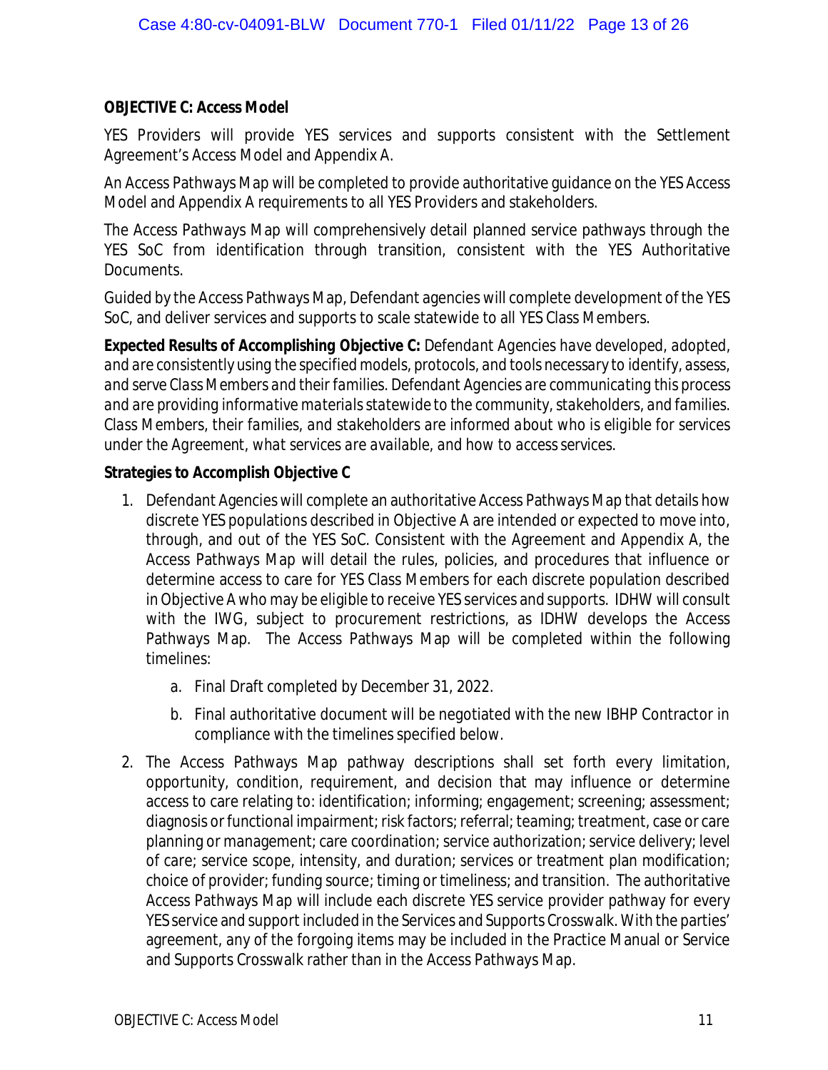**OBJECTIVE C: Access Model**

YES Providers will provide YES services and supports consistent with the Settlement Agreement's Access Model and Appendix A.

An Access Pathways Map will be completed to provide authoritative guidance on the YES Access Model and Appendix A requirements to all YES Providers and stakeholders.

The Access Pathways Map will comprehensively detail planned service pathways through the YES SoC from identification through transition, consistent with the YES Authoritative Documents.

Guided by the Access Pathways Map, Defendant agencies will complete development of the YES SoC, and deliver services and supports to scale statewide to all YES Class Members.

**Expected Results of Accomplishing Objective C:** *Defendant Agencies have developed, adopted, and are consistently using the specified models, protocols, and tools necessary to identify, assess, and serve Class Members and their families. Defendant Agencies are communicating this process and are providing informative materials statewide to the community, stakeholders, and families. Class Members, their families, and stakeholders are informed about who is eligible for services under the Agreement, what services are available, and how to access services.*

**Strategies to Accomplish Objective C**

1. Defendant Agencies will complete an authoritative Access Pathways Map that details how discrete YES populations described in Objective A are intended or expected to move into, through, and out of the YES SoC. Consistent with the Agreement and Appendix A, the Access Pathways Map will detail the rules, policies, and procedures that influence or determine access to care for YES Class Members for each discrete population described in Objective A who may be eligible to receive YES services and supports. IDHW will consult with the IWG, subject to procurement restrictions, as IDHW develops the Access Pathways Map. The Access Pathways Map will be completed within the following timelines:
    a. Final Draft completed by December 31, 2022.
    b. Final authoritative document will be negotiated with the new IBHP Contractor in compliance with the timelines specified below.
2. The Access Pathways Map pathway descriptions shall set forth every limitation, opportunity, condition, requirement, and decision that may influence or determine access to care relating to: identification; informing; engagement; screening; assessment; diagnosis or functional impairment; risk factors; referral; teaming; treatment, case or care planning or management; care coordination; service authorization; service delivery; level of care; service scope, intensity, and duration; services or treatment plan modification; choice of provider; funding source; timing or timeliness; and transition. The authoritative Access Pathways Map will include each discrete YES service provider pathway for every YES service and support included in the Services and Supports Crosswalk. With the parties' agreement, any of the forgoing items may be included in the Practice Manual or Service and Supports Crosswalk rather than in the Access Pathways Map.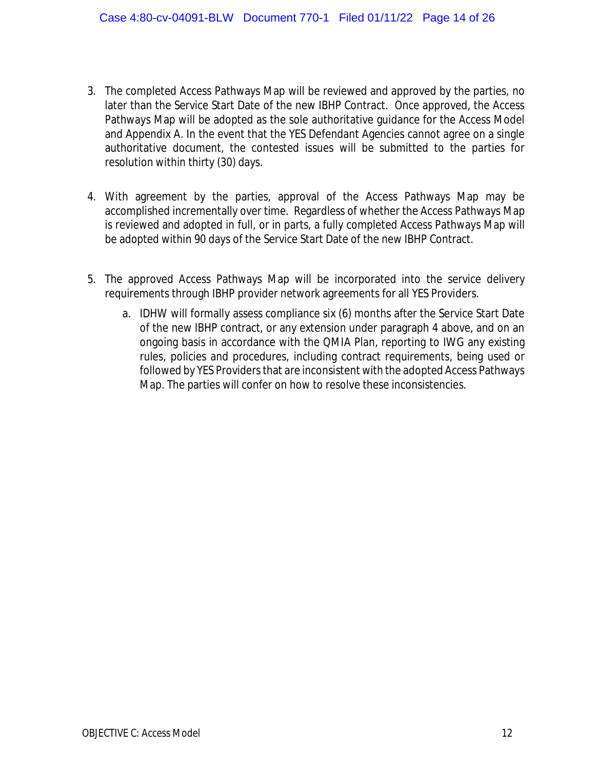3. The completed Access Pathways Map will be reviewed and approved by the parties, no later than the Service Start Date of the new IBHP Contract. Once approved, the Access Pathways Map will be adopted as the sole authoritative guidance for the Access Model and Appendix A. In the event that the YES Defendant Agencies cannot agree on a single authoritative document, the contested issues will be submitted to the parties for resolution within thirty (30) days.

4. With agreement by the parties, approval of the Access Pathways Map may be accomplished incrementally over time. Regardless of whether the Access Pathways Map is reviewed and adopted in full, or in parts, a fully completed Access Pathways Map will be adopted within 90 days of the Service Start Date of the new IBHP Contract.

5. The approved Access Pathways Map will be incorporated into the service delivery requirements through IBHP provider network agreements for all YES Providers.

    a. IDHW will formally assess compliance six (6) months after the Service Start Date of the new IBHP contract, or any extension under paragraph 4 above, and on an ongoing basis in accordance with the QMIA Plan, reporting to IWG any existing rules, policies and procedures, including contract requirements, being used or followed by YES Providers that are inconsistent with the adopted Access Pathways Map. The parties will confer on how to resolve these inconsistencies.